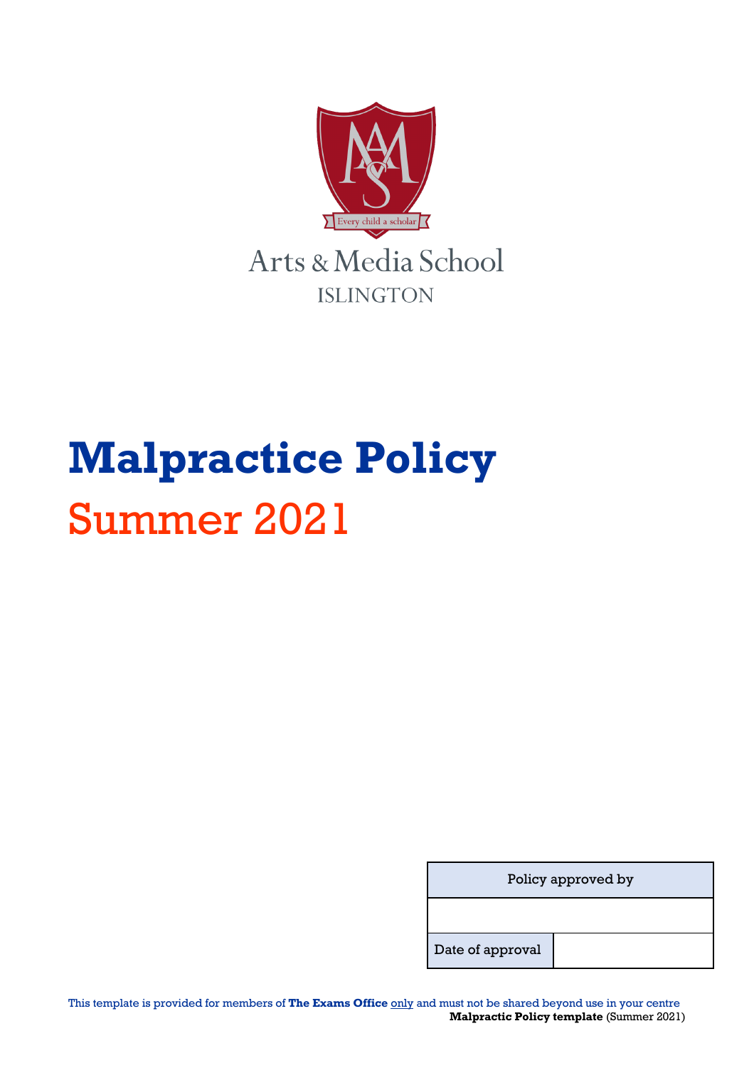Arts & Media School
ISLINGTON

Every child a scholar

# Malpractice Policy

## Summer 2021

| Policy approved by | |
|---|---|
| | |
| Date of approval | |

This template is provided for members of **The Exams Office** only and must not be shared beyond use in your centre
**Malpractic Policy template** (Summer 2021)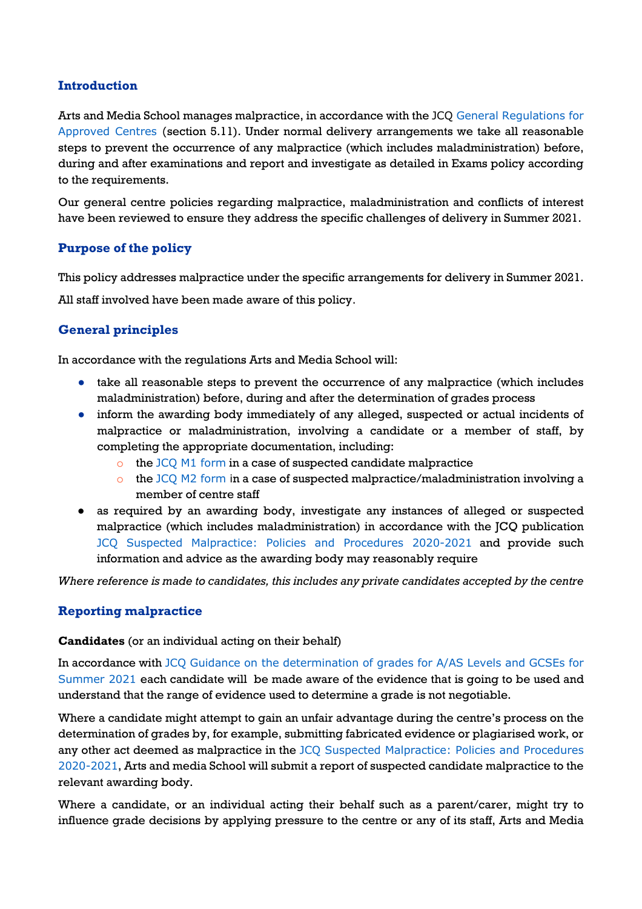## Introduction

Arts and Media School manages malpractice, in accordance with the JCQ General Regulations for Approved Centres (section 5.11). Under normal delivery arrangements we take all reasonable steps to prevent the occurrence of any malpractice (which includes maladministration) before, during and after examinations and report and investigate as detailed in Exams policy according to the requirements.

Our general centre policies regarding malpractice, maladministration and conflicts of interest have been reviewed to ensure they address the specific challenges of delivery in Summer 2021.

## Purpose of the policy

This policy addresses malpractice under the specific arrangements for delivery in Summer 2021.

All staff involved have been made aware of this policy.

## General principles

In accordance with the regulations Arts and Media School will:

- take all reasonable steps to prevent the occurrence of any malpractice (which includes maladministration) before, during and after the determination of grades process
- inform the awarding body immediately of any alleged, suspected or actual incidents of malpractice or maladministration, involving a candidate or a member of staff, by completing the appropriate documentation, including:
  - the JCQ M1 form in a case of suspected candidate malpractice
  - the JCQ M2 form in a case of suspected malpractice/maladministration involving a member of centre staff
- as required by an awarding body, investigate any instances of alleged or suspected malpractice (which includes maladministration) in accordance with the JCQ publication JCQ Suspected Malpractice: Policies and Procedures 2020-2021 and provide such information and advice as the awarding body may reasonably require

*Where reference is made to candidates, this includes any private candidates accepted by the centre*

## Reporting malpractice

**Candidates** (or an individual acting on their behalf)

In accordance with JCQ Guidance on the determination of grades for A/AS Levels and GCSEs for Summer 2021 each candidate will be made aware of the evidence that is going to be used and understand that the range of evidence used to determine a grade is not negotiable.

Where a candidate might attempt to gain an unfair advantage during the centre's process on the determination of grades by, for example, submitting fabricated evidence or plagiarised work, or any other act deemed as malpractice in the JCQ Suspected Malpractice: Policies and Procedures 2020-2021, Arts and media School will submit a report of suspected candidate malpractice to the relevant awarding body.

Where a candidate, or an individual acting their behalf such as a parent/carer, might try to influence grade decisions by applying pressure to the centre or any of its staff, Arts and Media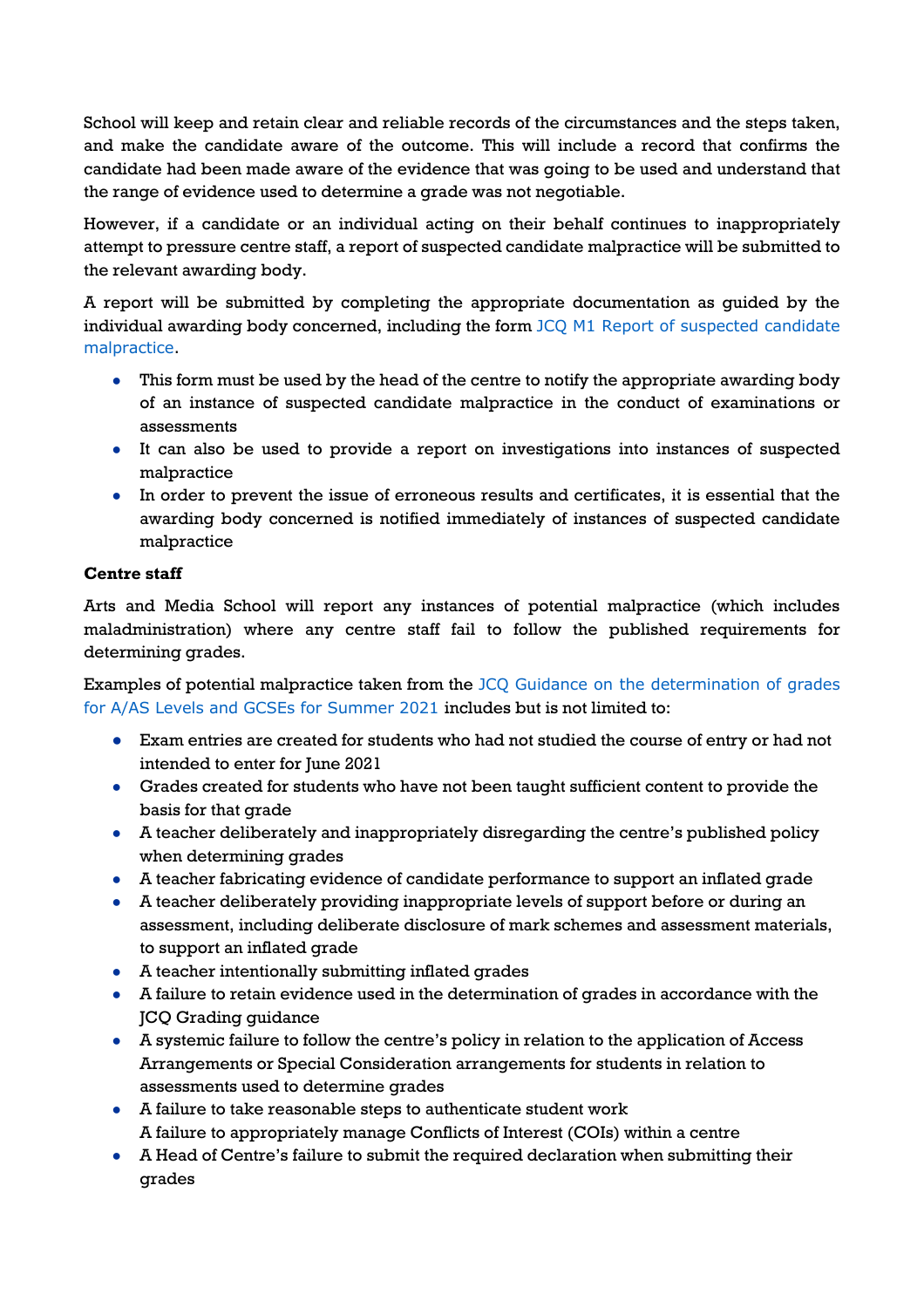School will keep and retain clear and reliable records of the circumstances and the steps taken, and make the candidate aware of the outcome. This will include a record that confirms the candidate had been made aware of the evidence that was going to be used and understand that the range of evidence used to determine a grade was not negotiable.

However, if a candidate or an individual acting on their behalf continues to inappropriately attempt to pressure centre staff, a report of suspected candidate malpractice will be submitted to the relevant awarding body.

A report will be submitted by completing the appropriate documentation as guided by the individual awarding body concerned, including the form JCQ M1 Report of suspected candidate malpractice.

- This form must be used by the head of the centre to notify the appropriate awarding body of an instance of suspected candidate malpractice in the conduct of examinations or assessments
- It can also be used to provide a report on investigations into instances of suspected malpractice
- In order to prevent the issue of erroneous results and certificates, it is essential that the awarding body concerned is notified immediately of instances of suspected candidate malpractice

**Centre staff**

Arts and Media School will report any instances of potential malpractice (which includes maladministration) where any centre staff fail to follow the published requirements for determining grades.

Examples of potential malpractice taken from the JCQ Guidance on the determination of grades for A/AS Levels and GCSEs for Summer 2021 includes but is not limited to:

- Exam entries are created for students who had not studied the course of entry or had not intended to enter for June 2021
- Grades created for students who have not been taught sufficient content to provide the basis for that grade
- A teacher deliberately and inappropriately disregarding the centre's published policy when determining grades
- A teacher fabricating evidence of candidate performance to support an inflated grade
- A teacher deliberately providing inappropriate levels of support before or during an assessment, including deliberate disclosure of mark schemes and assessment materials, to support an inflated grade
- A teacher intentionally submitting inflated grades
- A failure to retain evidence used in the determination of grades in accordance with the JCQ Grading guidance
- A systemic failure to follow the centre's policy in relation to the application of Access Arrangements or Special Consideration arrangements for students in relation to assessments used to determine grades
- A failure to take reasonable steps to authenticate student work
  A failure to appropriately manage Conflicts of Interest (COIs) within a centre
- A Head of Centre's failure to submit the required declaration when submitting their grades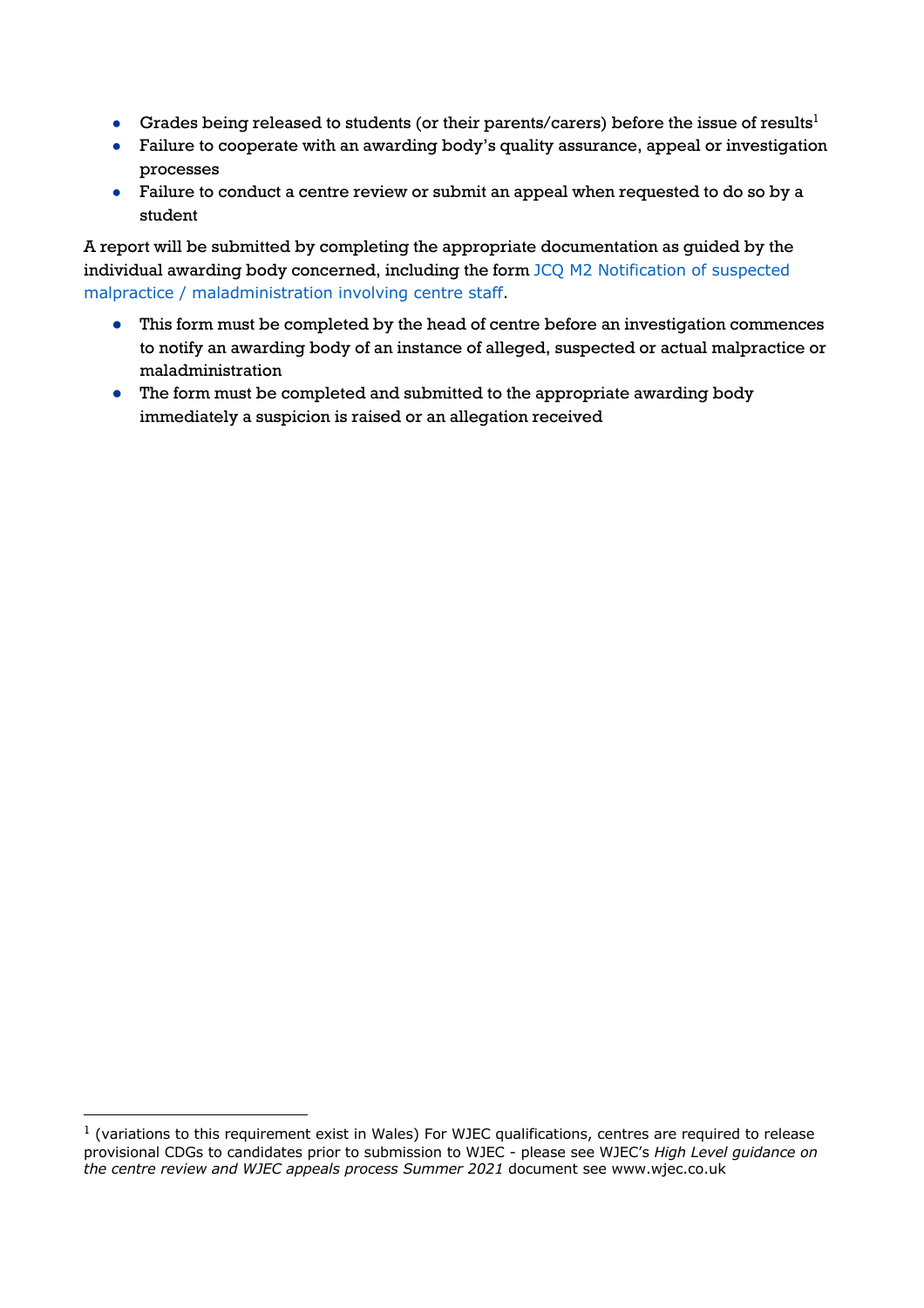- Grades being released to students (or their parents/carers) before the issue of results[1]
- Failure to cooperate with an awarding body's quality assurance, appeal or investigation processes
- Failure to conduct a centre review or submit an appeal when requested to do so by a student

A report will be submitted by completing the appropriate documentation as guided by the individual awarding body concerned, including the form JCQ M2 Notification of suspected malpractice / maladministration involving centre staff.

- This form must be completed by the head of centre before an investigation commences to notify an awarding body of an instance of alleged, suspected or actual malpractice or maladministration
- The form must be completed and submitted to the appropriate awarding body immediately a suspicion is raised or an allegation received

[1] (variations to this requirement exist in Wales) For WJEC qualifications, centres are required to release provisional CDGs to candidates prior to submission to WJEC - please see WJEC's *High Level guidance on the centre review and WJEC appeals process Summer 2021* document see www.wjec.co.uk